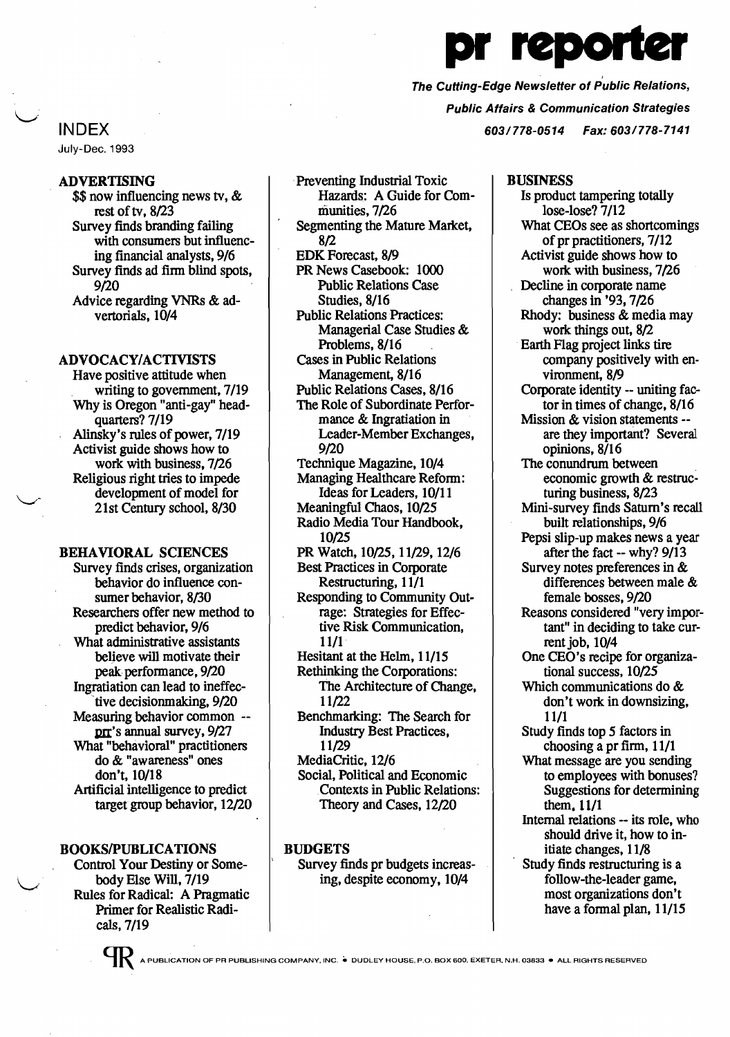# pr reporter

*The Cutting-Edge Newsletter of Public Relations, Public Affairs & Communication Strategies*

603/778-0514 Fax: 603/778-7141

## INDEX

July-Dec. 1993

### ADVERTISING

- $$ now influencing news tv, & rest of tv, 8/23
- Survey finds branding failing with consumers but influencing financial analysts, 9/6
- Survey finds ad firm blind spots, 9/20
- Advice regarding VNRs & advertorials, 10/4

### ADVOCACY/ACTIVISTS

- Have positive attitude when writing to government, 7/19
- Why is Oregon "anti-gay" headquarters? 7/19
- Alinsky's rules of power, 7/19
- Activist guide shows how to work with business, 7/26
- Religious right tries to impede development of model for 21st Century school, 8/30

### BEHAVIORAL SCIENCES

- Survey finds crises, organization behavior do influence consumer behavior, 8/30
- Researchers offer new method to predict behavior, 9/6
- What administrative assistants believe will motivate their peak performance, 9/20
- Ingratiation can lead to ineffective decisionmaking, 9/20
- Measuring behavior common -- prr's annual survey, 9/27
- What "behavioral" practitioners do & "awareness" ones don't, 10/18
- Artificial intelligence to predict target group behavior, 12/20

### BOOKS/PUBLICATIONS

- Control Your Destiny or Somebody Else Will, 7/19
- Rules for Radical: A Pragmatic Primer for Realistic Radicals, 7/19
- Preventing Industrial Toxic Hazards: A Guide for Communities, 7/26
- Segmenting the Mature Market, 8/2
- EDK Forecast, 8/9
- PR News Casebook: 1000 Public Relations Case Studies, 8/16
- Public Relations Practices: Managerial Case Studies & Problems, 8/16
- Cases in Public Relations Management, 8/16
- Public Relations Cases, 8/16
- The Role of Subordinate Performance & Ingratiation in Leader-Member Exchanges, 9/20
- Technique Magazine, 10/4
- Managing Healthcare Reform: Ideas for Leaders, 10/11
- Meaningful Chaos, 10/25
- Radio Media Tour Handbook, 10/25
- PR Watch, 10/25, 11/29, 12/6
- Best Practices in Corporate Restructuring, 11/1
- Responding to Community Outrage: Strategies for Effective Risk Communication, 11/1
- Hesitant at the Helm, 11/15
- Rethinking the Corporations: The Architecture of Change, 11/22
- Benchmarking: The Search for Industry Best Practices, 11/29
- MediaCritic, 12/6
- Social, Political and Economic Contexts in Public Relations: Theory and Cases, 12/20

### BUDGETS

- Survey finds pr budgets increasing, despite economy, 10/4

### BUSINESS

- Is product tampering totally lose-lose? 7/12
- What CEOs see as shortcomings of pr practitioners, 7/12
- Activist guide shows how to work with business, 7/26
- Decline in corporate name changes in '93, 7/26
- Rhody: business & media may work things out, 8/2
- Earth Flag project links tire company positively with environment, 8/9
- Corporate identity -- uniting factor in times of change, 8/16
- Mission & vision statements -- are they important? Several opinions, 8/16
- The conundrum between economic growth & restructuring business, 8/23
- Mini-survey finds Saturn's recall built relationships, 9/6
- Pepsi slip-up makes news a year after the fact -- why? 9/13
- Survey notes preferences in & differences between male & female bosses, 9/20
- Reasons considered "very important" in deciding to take current job, 10/4
- One CEO's recipe for organizational success, 10/25
- Which communications do & don't work in downsizing, 11/1
- Study finds top 5 factors in choosing a pr firm, 11/1
- What message are you sending to employees with bonuses? Suggestions for determining them, 11/1
- Internal relations -- its role, who should drive it, how to initiate changes, 11/8
- Study finds restructuring is a follow-the-leader game, most organizations don't have a formal plan, 11/15

A PUBLICATION OF PR PUBLISHING COMPANY, INC. • DUDLEY HOUSE, P.O. BOX 600, EXETER, N.H. 03833 • ALL RIGHTS RESERVED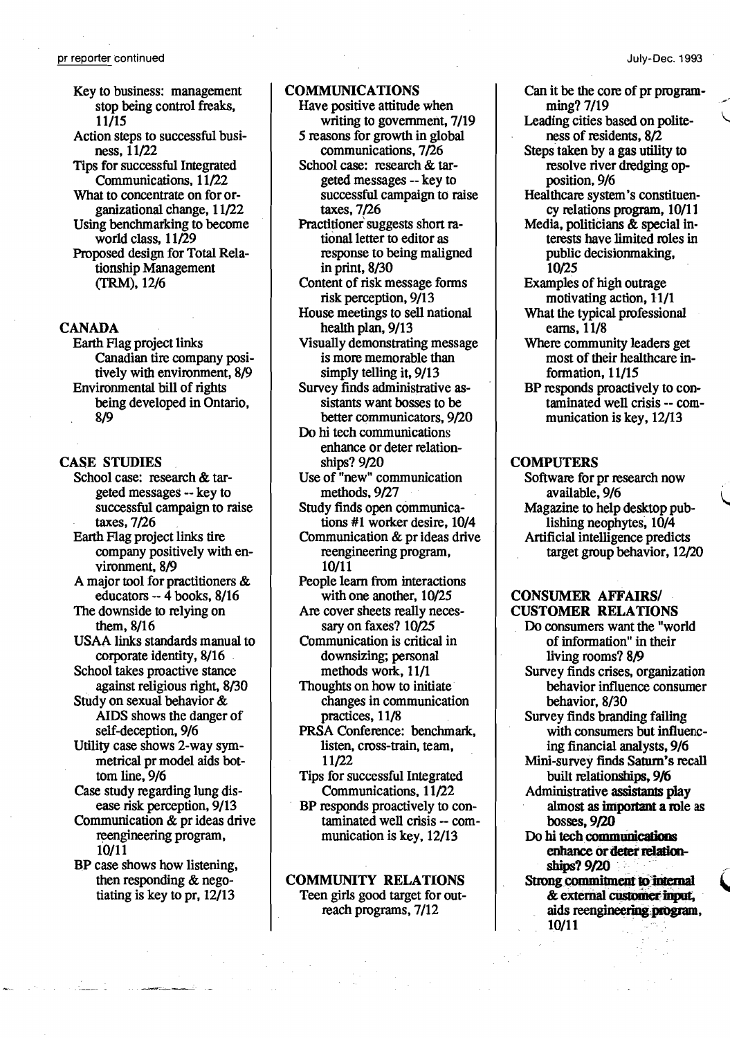Key to business: management stop being control freaks, 11/15

Action steps to successful business, 11/22

Tips for successful Integrated Communications, 11/22

What to concentrate on for organizational change, 11/22

Using benchmarking to become world class, 11/29

Proposed design for Total Relationship Management (TRM), 12/6

## CANADA

Earth Flag project links Canadian tire company positively with environment, 8/9

Environmental bill of rights being developed in Ontario, 8/9

## CASE STUDIES

School case: research & targeted messages -- key to successful campaign to raise taxes, 7/26

Earth Flag project links tire company positively with environment, 8/9

A major tool for practitioners & educators -- 4 books, 8/16

The downside to relying on them, 8/16

USAA links standards manual to corporate identity, 8/16

School takes proactive stance against religious right, 8/30

Study on sexual behavior & AIDS shows the danger of self-deception, 9/6

Utility case shows 2-way symmetrical pr model aids bottom line, 9/6

Case study regarding lung disease risk perception, 9/13

Communication & pr ideas drive reengineering program, 10/11

BP case shows how listening, then responding & negotiating is key to pr, 12/13

## COMMUNICATIONS

Have positive attitude when writing to government, 7/19

5 reasons for growth in global communications, 7/26

School case: research & targeted messages -- key to successful campaign to raise taxes, 7/26

Practitioner suggests short rational letter to editor as response to being maligned in print, 8/30

Content of risk message forms risk perception, 9/13

House meetings to sell national health plan, 9/13

Visually demonstrating message is more memorable than simply telling it, 9/13

Survey finds administrative assistants want bosses to be better communicators, 9/20

Do hi tech communications enhance or deter relationships? 9/20

Use of "new" communication methods, 9/27

Study finds open communications #1 worker desire, 10/4

Communication & pr ideas drive reengineering program, 10/11

People learn from interactions with one another, 10/25

Are cover sheets really necessary on faxes? 10/25

Communication is critical in downsizing; personal methods work, 11/1

Thoughts on how to initiate changes in communication practices, 11/8

PRSA Conference: benchmark, listen, cross-train, team, 11/22

Tips for successful Integrated Communications, 11/22

BP responds proactively to contaminated well crisis -- communication is key, 12/13

## COMMUNITY RELATIONS

Teen girls good target for outreach programs, 7/12

Can it be the core of pr programming? 7/19

Leading cities based on politeness of residents, 8/2

Steps taken by a gas utility to resolve river dredging opposition, 9/6

Healthcare system's constituency relations program, 10/11

Media, politicians & special interests have limited roles in public decisionmaking, 10/25

Examples of high outrage motivating action, 11/1

What the typical professional earns, 11/8

Where community leaders get most of their healthcare information, 11/15

BP responds proactively to contaminated well crisis -- communication is key, 12/13

## COMPUTERS

Software for pr research now available, 9/6

Magazine to help desktop publishing neophytes, 10/4

Artificial intelligence predicts target group behavior, 12/20

## CONSUMER AFFAIRS/ CUSTOMER RELATIONS

Do consumers want the "world of information" in their living rooms? 8/9

Survey finds crises, organization behavior influence consumer behavior, 8/30

Survey finds branding failing with consumers but influencing financial analysts, 9/6

Mini-survey finds Saturn's recall built relationships, 9/6

Administrative assistants play almost as important a role as bosses, 9/20

Do hi tech communications enhance or deter relationships? 9/20

Strong commitment to internal & external customer input, aids reengineering program, 10/11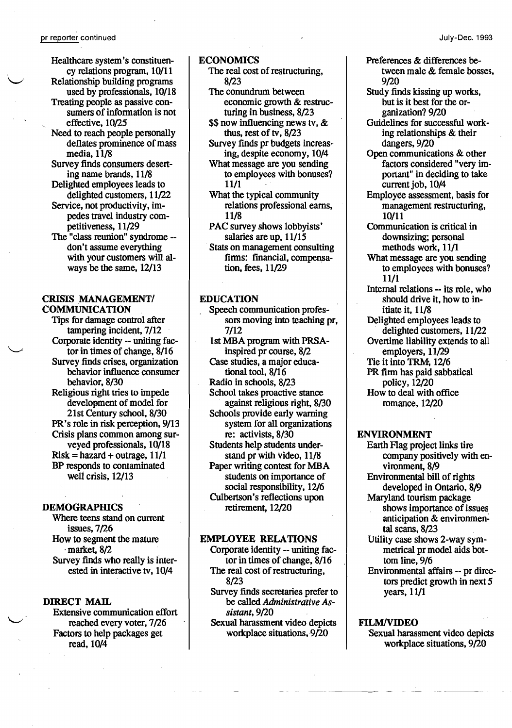Healthcare system's constituency relations program, 10/11
Relationship building programs used by professionals, 10/18
Treating people as passive consumers of information is not effective, 10/25
Need to reach people personally deflates prominence of mass media, 11/8
Survey finds consumers deserting name brands, 11/8
Delighted employees leads to delighted customers, 11/22
Service, not productivity, impedes travel industry competitiveness, 11/29
The "class reunion" syndrome -- don't assume everything with your customers will always be the same, 12/13

**CRISIS MANAGEMENT/ COMMUNICATION**

Tips for damage control after tampering incident, 7/12
Corporate identity -- uniting factor in times of change, 8/16
Survey finds crises, organization behavior influence consumer behavior, 8/30
Religious right tries to impede development of model for 21st Century school, 8/30
PR's role in risk perception, 9/13
Crisis plans common among surveyed professionals, 10/18
Risk = hazard + outrage, 11/1
BP responds to contaminated well crisis, 12/13

**DEMOGRAPHICS**

Where teens stand on current issues, 7/26
How to segment the mature market, 8/2
Survey finds who really is interested in interactive tv, 10/4

**DIRECT MAIL**

Extensive communication effort reached every voter, 7/26
Factors to help packages get read, 10/4

**ECONOMICS**

The real cost of restructuring, 8/23
The conundrum between economic growth & restructuring in business, 8/23
$$ now influencing news tv, & thus, rest of tv, 8/23
Survey finds pr budgets increasing, despite economy, 10/4
What message are you sending to employees with bonuses? 11/1
What the typical community relations professional earns, 11/8
PAC survey shows lobbyists' salaries are up, 11/15
Stats on management consulting firms: financial, compensation, fees, 11/29

**EDUCATION**

Speech communication professors moving into teaching pr, 7/12
1st MBA program with PRSA-inspired pr course, 8/2
Case studies, a major educational tool, 8/16
Radio in schools, 8/23
School takes proactive stance against religious right, 8/30
Schools provide early warning system for all organizations re: activists, 8/30
Students help students understand pr with video, 11/8
Paper writing contest for MBA students on importance of social responsibility, 12/6
Culbertson's reflections upon retirement, 12/20

**EMPLOYEE RELATIONS**

Corporate identity -- uniting factor in times of change, 8/16
The real cost of restructuring, 8/23
Survey finds secretaries prefer to be called *Administrative Assistant*, 9/20
Sexual harassment video depicts workplace situations, 9/20
Preferences & differences between male & female bosses, 9/20
Study finds kissing up works, but is it best for the organization? 9/20
Guidelines for successful working relationships & their dangers, 9/20
Open communications & other factors considered "very important" in deciding to take current job, 10/4
Employee assessment, basis for management restructuring, 10/11
Communication is critical in downsizing; personal methods work, 11/1
What message are you sending to employees with bonuses? 11/1
Internal relations -- its role, who should drive it, how to initiate it, 11/8
Delighted employees leads to delighted customers, 11/22
Overtime liability extends to all employers, 11/29
Tie it into TRM, 12/6
PR firm has paid sabbatical policy, 12/20
How to deal with office romance, 12/20

**ENVIRONMENT**

Earth Flag project links tire company positively with environment, 8/9
Environmental bill of rights developed in Ontario, 8/9
Maryland tourism package shows importance of issues anticipation & environmental scans, 8/23
Utility case shows 2-way symmetrical pr model aids bottom line, 9/6
Environmental affairs -- pr directors predict growth in next 5 years, 11/1

**FILM/VIDEO**

Sexual harassment video depicts workplace situations, 9/20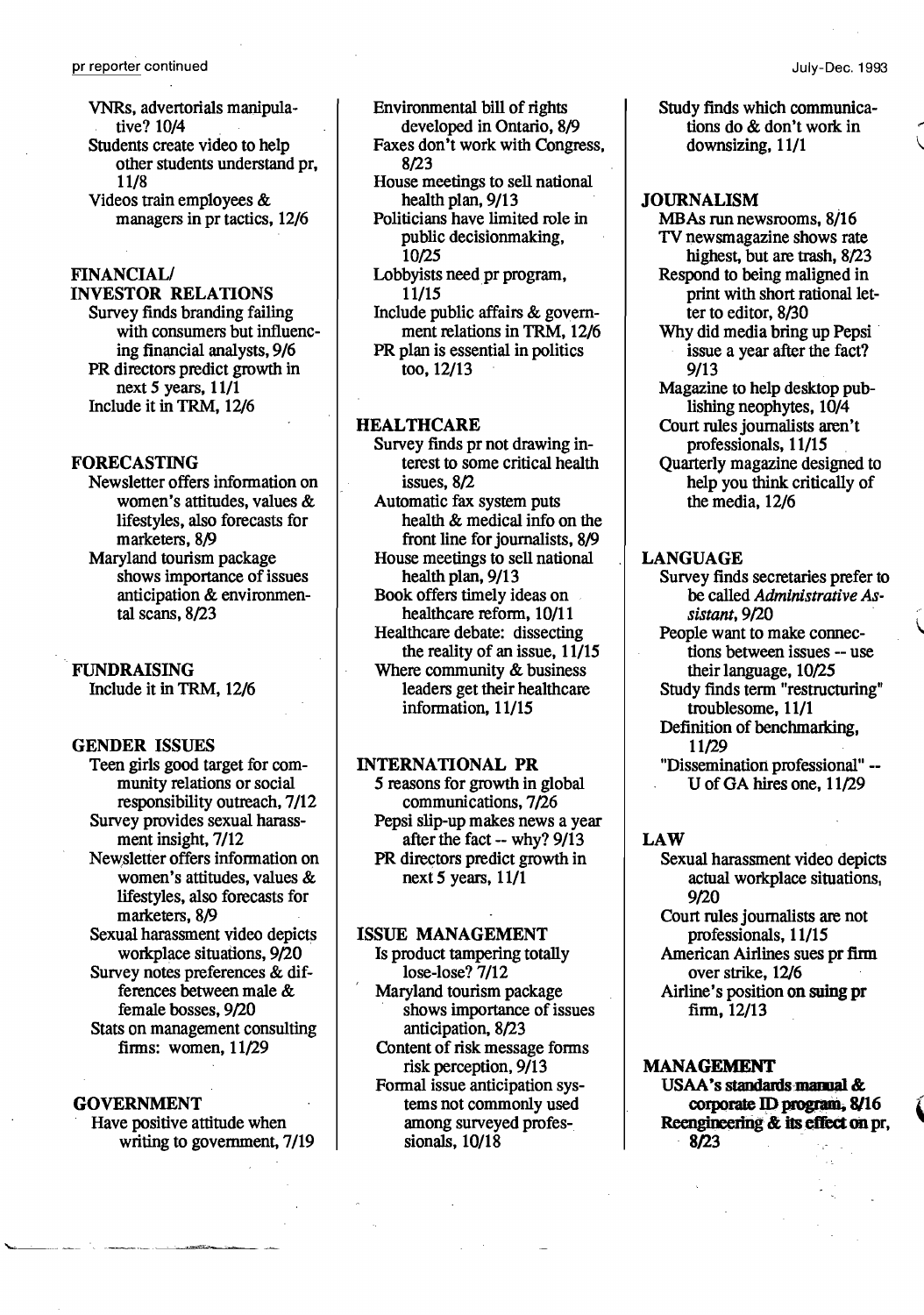- VNRs, advertorials manipulative? 10/4
- Students create video to help other students understand pr, 11/8
- Videos train employees & managers in pr tactics, 12/6

## FINANCIAL/ INVESTOR RELATIONS

- Survey finds branding failing with consumers but influencing financial analysts, 9/6
- PR directors predict growth in next 5 years, 11/1
- Include it in TRM, 12/6

## FORECASTING

- Newsletter offers information on women's attitudes, values & lifestyles, also forecasts for marketers, 8/9
- Maryland tourism package shows importance of issues anticipation & environmental scans, 8/23

## FUNDRAISING

- Include it in TRM, 12/6

## GENDER ISSUES

- Teen girls good target for community relations or social responsibility outreach, 7/12
- Survey provides sexual harassment insight, 7/12
- Newsletter offers information on women's attitudes, values & lifestyles, also forecasts for marketers, 8/9
- Sexual harassment video depicts workplace situations, 9/20
- Survey notes preferences & differences between male & female bosses, 9/20
- Stats on management consulting firms: women, 11/29

## GOVERNMENT

- Have positive attitude when writing to government, 7/19
- Environmental bill of rights developed in Ontario, 8/9
- Faxes don't work with Congress, 8/23
- House meetings to sell national health plan, 9/13
- Politicians have limited role in public decisionmaking, 10/25
- Lobbyists need pr program, 11/15
- Include public affairs & government relations in TRM, 12/6
- PR plan is essential in politics too, 12/13

## HEALTHCARE

- Survey finds pr not drawing interest to some critical health issues, 8/2
- Automatic fax system puts health & medical info on the front line for journalists, 8/9
- House meetings to sell national health plan, 9/13
- Book offers timely ideas on healthcare reform, 10/11
- Healthcare debate: dissecting the reality of an issue, 11/15
- Where community & business leaders get their healthcare information, 11/15

## INTERNATIONAL PR

- 5 reasons for growth in global communications, 7/26
- Pepsi slip-up makes news a year after the fact -- why? 9/13
- PR directors predict growth in next 5 years, 11/1

## ISSUE MANAGEMENT

- Is product tampering totally lose-lose? 7/12
- Maryland tourism package shows importance of issues anticipation, 8/23
- Content of risk message forms risk perception, 9/13
- Formal issue anticipation systems not commonly used among surveyed professionals, 10/18
- Study finds which communications do & don't work in downsizing, 11/1

## JOURNALISM

- MBAs run newsrooms, 8/16
- TV newsmagazine shows rate highest, but are trash, 8/23
- Respond to being maligned in print with short rational letter to editor, 8/30
- Why did media bring up Pepsi issue a year after the fact? 9/13
- Magazine to help desktop publishing neophytes, 10/4
- Court rules journalists aren't professionals, 11/15
- Quarterly magazine designed to help you think critically of the media, 12/6

## LANGUAGE

- Survey finds secretaries prefer to be called *Administrative Assistant*, 9/20
- People want to make connections between issues -- use their language, 10/25
- Study finds term "restructuring" troublesome, 11/1
- Definition of benchmarking, 11/29
- "Dissemination professional" -- U of GA hires one, 11/29

## LAW

- Sexual harassment video depicts actual workplace situations, 9/20
- Court rules journalists are not professionals, 11/15
- American Airlines sues pr firm over strike, 12/6
- Airline's position on suing pr firm, 12/13

## MANAGEMENT

- USAA's standards manual & corporate ID program, 8/16
- Reengineering & its effect on pr, 8/23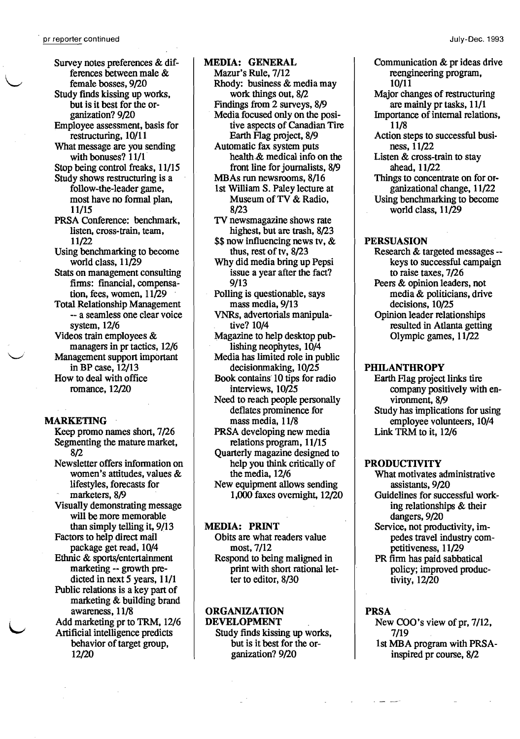Survey notes preferences & differences between male & female bosses, 9/20
Study finds kissing up works, but is it best for the organization? 9/20
Employee assessment, basis for restructuring, 10/11
What message are you sending with bonuses? 11/1
Stop being control freaks, 11/15
Study shows restructuring is a follow-the-leader game, most have no formal plan, 11/15
PRSA Conference: benchmark, listen, cross-train, team, 11/22
Using benchmarking to become world class, 11/29
Stats on management consulting firms: financial, compensation, fees, women, 11/29
Total Relationship Management -- a seamless one clear voice system, 12/6
Videos train employees & managers in pr tactics, 12/6
Management support important in BP case, 12/13
How to deal with office romance, 12/20

## MARKETING

Keep promo names short, 7/26
Segmenting the mature market, 8/2
Newsletter offers information on women's attitudes, values & lifestyles, forecasts for marketers, 8/9
Visually demonstrating message will be more memorable than simply telling it, 9/13
Factors to help direct mail package get read, 10/4
Ethnic & sports/entertainment marketing -- growth predicted in next 5 years, 11/1
Public relations is a key part of marketing & building brand awareness, 11/8
Add marketing pr to TRM, 12/6
Artificial intelligence predicts behavior of target group, 12/20

## MEDIA: GENERAL

Mazur's Rule, 7/12
Rhody: business & media may work things out, 8/2
Findings from 2 surveys, 8/9
Media focused only on the positive aspects of Canadian Tire Earth Flag project, 8/9
Automatic fax system puts health & medical info on the front line for journalists, 8/9
MBAs run newsrooms, 8/16
1st William S. Paley lecture at Museum of TV & Radio, 8/23
TV newsmagazine shows rate highest, but are trash, 8/23
$$ now influencing news tv, & thus, rest of tv, 8/23
Why did media bring up Pepsi issue a year after the fact? 9/13
Polling is questionable, says mass media, 9/13
VNRs, advertorials manipulative? 10/4
Magazine to help desktop publishing neophytes, 10/4
Media has limited role in public decisionmaking, 10/25
Book contains 10 tips for radio interviews, 10/25
Need to reach people personally deflates prominence for mass media, 11/8
PRSA developing new media relations program, 11/15
Quarterly magazine designed to help you think critically of the media, 12/6
New equipment allows sending 1,000 faxes overnight, 12/20

## MEDIA: PRINT

Obits are what readers value most, 7/12
Respond to being maligned in print with short rational letter to editor, 8/30

## ORGANIZATION DEVELOPMENT

Study finds kissing up works, but is it best for the organization? 9/20
Communication & pr ideas drive reengineering program, 10/11
Major changes of restructuring are mainly pr tasks, 11/1
Importance of internal relations, 11/8
Action steps to successful business, 11/22
Listen & cross-train to stay ahead, 11/22
Things to concentrate on for organizational change, 11/22
Using benchmarking to become world class, 11/29

## PERSUASION

Research & targeted messages -- keys to successful campaign to raise taxes, 7/26
Peers & opinion leaders, not media & politicians, drive decisions, 10/25
Opinion leader relationships resulted in Atlanta getting Olympic games, 11/22

## PHILANTHROPY

Earth Flag project links tire company positively with environment, 8/9
Study has implications for using employee volunteers, 10/4
Link TRM to it, 12/6

## PRODUCTIVITY

What motivates administrative assistants, 9/20
Guidelines for successful working relationships & their dangers, 9/20
Service, not productivity, impedes travel industry competitiveness, 11/29
PR firm has paid sabbatical policy; improved productivity, 12/20

## PRSA

New COO's view of pr, 7/12, 7/19
1st MBA program with PRSA-inspired pr course, 8/2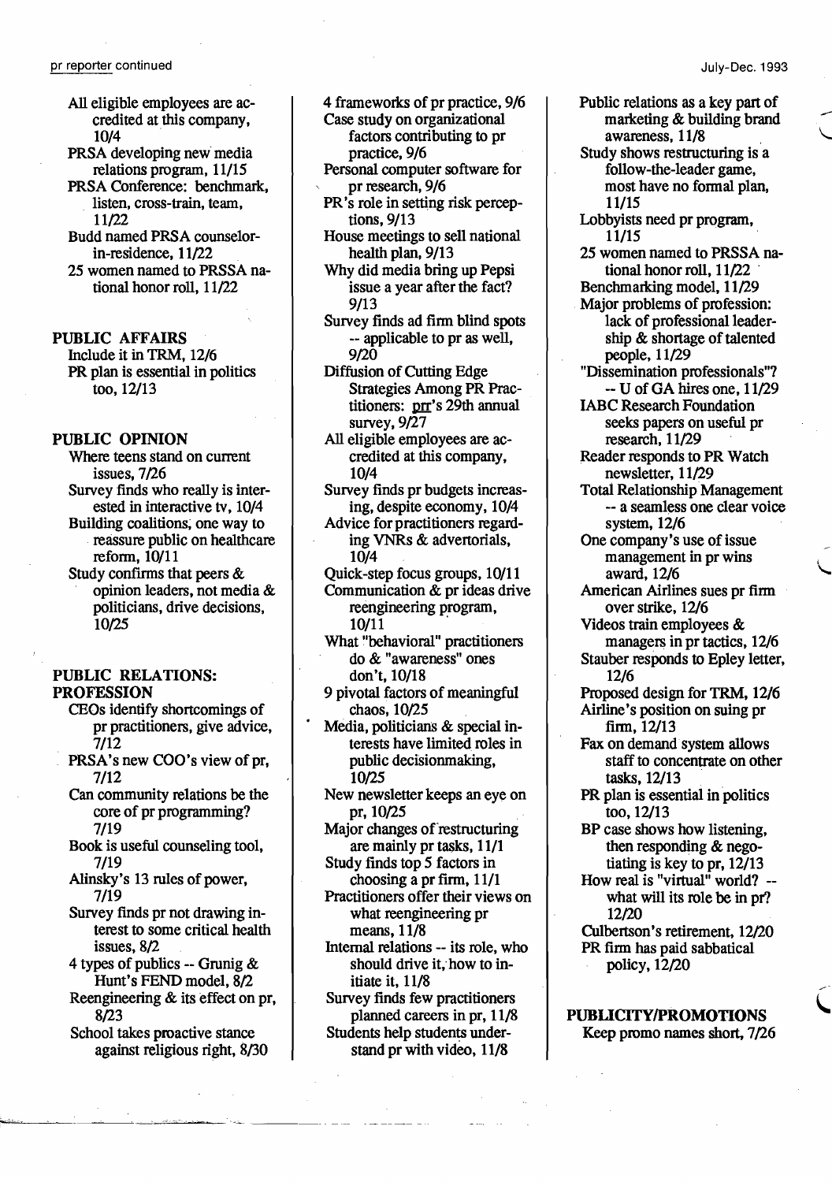- All eligible employees are accredited at this company, 10/4
- PRSA developing new media relations program, 11/15
- PRSA Conference: benchmark, listen, cross-train, team, 11/22
- Budd named PRSA counselor-in-residence, 11/22
- 25 women named to PRSSA national honor roll, 11/22

**PUBLIC AFFAIRS**

- Include it in TRM, 12/6
- PR plan is essential in politics too, 12/13

**PUBLIC OPINION**

- Where teens stand on current issues, 7/26
- Survey finds who really is interested in interactive tv, 10/4
- Building coalitions, one way to reassure public on healthcare reform, 10/11
- Study confirms that peers & opinion leaders, not media & politicians, drive decisions, 10/25

**PUBLIC RELATIONS: PROFESSION**

- CEOs identify shortcomings of pr practitioners, give advice, 7/12
- PRSA's new COO's view of pr, 7/12
- Can community relations be the core of pr programming? 7/19
- Book is useful counseling tool, 7/19
- Alinsky's 13 rules of power, 7/19
- Survey finds pr not drawing interest to some critical health issues, 8/2
- 4 types of publics -- Grunig & Hunt's FEND model, 8/2
- Reengineering & its effect on pr, 8/23
- School takes proactive stance against religious right, 8/30
- 4 frameworks of pr practice, 9/6
- Case study on organizational factors contributing to pr practice, 9/6
- Personal computer software for pr research, 9/6
- PR's role in setting risk perceptions, 9/13
- House meetings to sell national health plan, 9/13
- Why did media bring up Pepsi issue a year after the fact? 9/13
- Survey finds ad firm blind spots -- applicable to pr as well, 9/20
- Diffusion of Cutting Edge Strategies Among PR Practitioners: prr's 29th annual survey, 9/27
- All eligible employees are accredited at this company, 10/4
- Survey finds pr budgets increasing, despite economy, 10/4
- Advice for practitioners regarding VNRs & advertorials, 10/4
- Quick-step focus groups, 10/11
- Communication & pr ideas drive reengineering program, 10/11
- What "behavioral" practitioners do & "awareness" ones don't, 10/18
- 9 pivotal factors of meaningful chaos, 10/25
- Media, politicians & special interests have limited roles in public decisionmaking, 10/25
- New newsletter keeps an eye on pr, 10/25
- Major changes of restructuring are mainly pr tasks, 11/1
- Study finds top 5 factors in choosing a pr firm, 11/1
- Practitioners offer their views on what reengineering pr means, 11/8
- Internal relations -- its role, who should drive it, how to initiate it, 11/8
- Survey finds few practitioners planned careers in pr, 11/8
- Students help students understand pr with video, 11/8
- Public relations as a key part of marketing & building brand awareness, 11/8
- Study shows restructuring is a follow-the-leader game, most have no formal plan, 11/15
- Lobbyists need pr program, 11/15
- 25 women named to PRSSA national honor roll, 11/22
- Benchmarking model, 11/29
- Major problems of profession: lack of professional leadership & shortage of talented people, 11/29
- "Dissemination professionals"? -- U of GA hires one, 11/29
- IABC Research Foundation seeks papers on useful pr research, 11/29
- Reader responds to PR Watch newsletter, 11/29
- Total Relationship Management -- a seamless one clear voice system, 12/6
- One company's use of issue management in pr wins award, 12/6
- American Airlines sues pr firm over strike, 12/6
- Videos train employees & managers in pr tactics, 12/6
- Stauber responds to Epley letter, 12/6
- Proposed design for TRM, 12/6
- Airline's position on suing pr firm, 12/13
- Fax on demand system allows staff to concentrate on other tasks, 12/13
- PR plan is essential in politics too, 12/13
- BP case shows how listening, then responding & negotiating is key to pr, 12/13
- How real is "virtual" world? -- what will its role be in pr? 12/20
- Culbertson's retirement, 12/20
- PR firm has paid sabbatical policy, 12/20

**PUBLICITY/PROMOTIONS**

- Keep promo names short, 7/26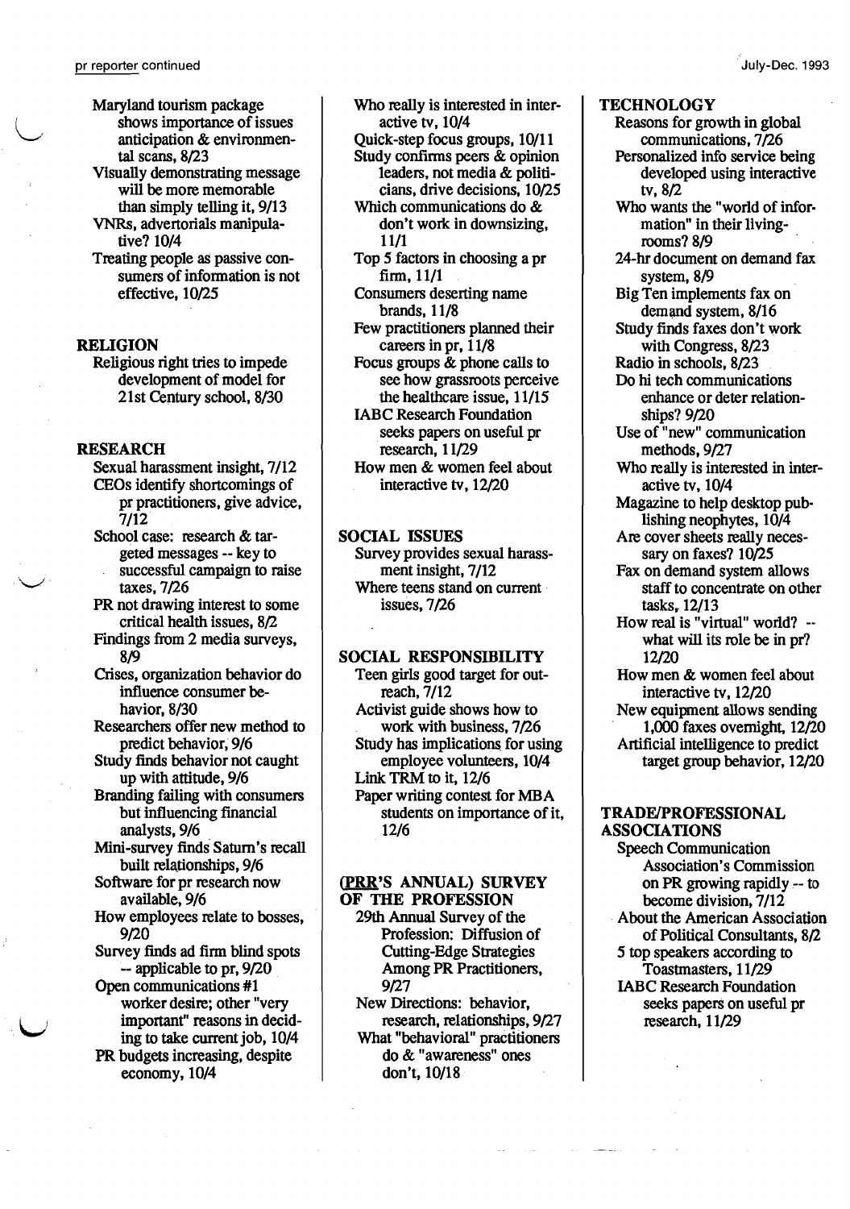Maryland tourism package shows importance of issues anticipation & environmental scans, 8/23

Visually demonstrating message will be more memorable than simply telling it, 9/13

VNRs, advertorials manipulative? 10/4

Treating people as passive consumers of information is not effective, 10/25

## RELIGION

Religious right tries to impede development of model for 21st Century school, 8/30

## RESEARCH

Sexual harassment insight, 7/12

CEOs identify shortcomings of pr practitioners, give advice, 7/12

School case: research & targeted messages -- key to successful campaign to raise taxes, 7/26

PR not drawing interest to some critical health issues, 8/2

Findings from 2 media surveys, 8/9

Crises, organization behavior do influence consumer behavior, 8/30

Researchers offer new method to predict behavior, 9/6

Study finds behavior not caught up with attitude, 9/6

Branding failing with consumers but influencing financial analysts, 9/6

Mini-survey finds Saturn's recall built relationships, 9/6

Software for pr research now available, 9/6

How employees relate to bosses, 9/20

Survey finds ad firm blind spots -- applicable to pr, 9/20

Open communications #1 worker desire; other "very important" reasons in deciding to take current job, 10/4

PR budgets increasing, despite economy, 10/4

Who really is interested in interactive tv, 10/4

Quick-step focus groups, 10/11

Study confirms peers & opinion leaders, not media & politicians, drive decisions, 10/25

Which communications do & don't work in downsizing, 11/1

Top 5 factors in choosing a pr firm, 11/1

Consumers deserting name brands, 11/8

Few practitioners planned their careers in pr, 11/8

Focus groups & phone calls to see how grassroots perceive the healthcare issue, 11/15

IABC Research Foundation seeks papers on useful pr research, 11/29

How men & women feel about interactive tv, 12/20

## SOCIAL ISSUES

Survey provides sexual harassment insight, 7/12

Where teens stand on current issues, 7/26

## SOCIAL RESPONSIBILITY

Teen girls good target for outreach, 7/12

Activist guide shows how to work with business, 7/26

Study has implications for using employee volunteers, 10/4

Link TRM to it, 12/6

Paper writing contest for MBA students on importance of it, 12/6

## (PRR'S ANNUAL) SURVEY OF THE PROFESSION

29th Annual Survey of the Profession: Diffusion of Cutting-Edge Strategies Among PR Practitioners, 9/27

New Directions: behavior, research, relationships, 9/27

What "behavioral" practitioners do & "awareness" ones don't, 10/18

## TECHNOLOGY

Reasons for growth in global communications, 7/26

Personalized info service being developed using interactive tv, 8/2

Who wants the "world of information" in their livingrooms? 8/9

24-hr document on demand fax system, 8/9

Big Ten implements fax on demand system, 8/16

Study finds faxes don't work with Congress, 8/23

Radio in schools, 8/23

Do hi tech communications enhance or deter relationships? 9/20

Use of "new" communication methods, 9/27

Who really is interested in interactive tv, 10/4

Magazine to help desktop publishing neophytes, 10/4

Are cover sheets really necessary on faxes? 10/25

Fax on demand system allows staff to concentrate on other tasks, 12/13

How real is "virtual" world? -- what will its role be in pr? 12/20

How men & women feel about interactive tv, 12/20

New equipment allows sending 1,000 faxes overnight, 12/20

Artificial intelligence to predict target group behavior, 12/20

## TRADE/PROFESSIONAL ASSOCIATIONS

Speech Communication Association's Commission on PR growing rapidly -- to become division, 7/12

About the American Association of Political Consultants, 8/2

5 top speakers according to Toastmasters, 11/29

IABC Research Foundation seeks papers on useful pr research, 11/29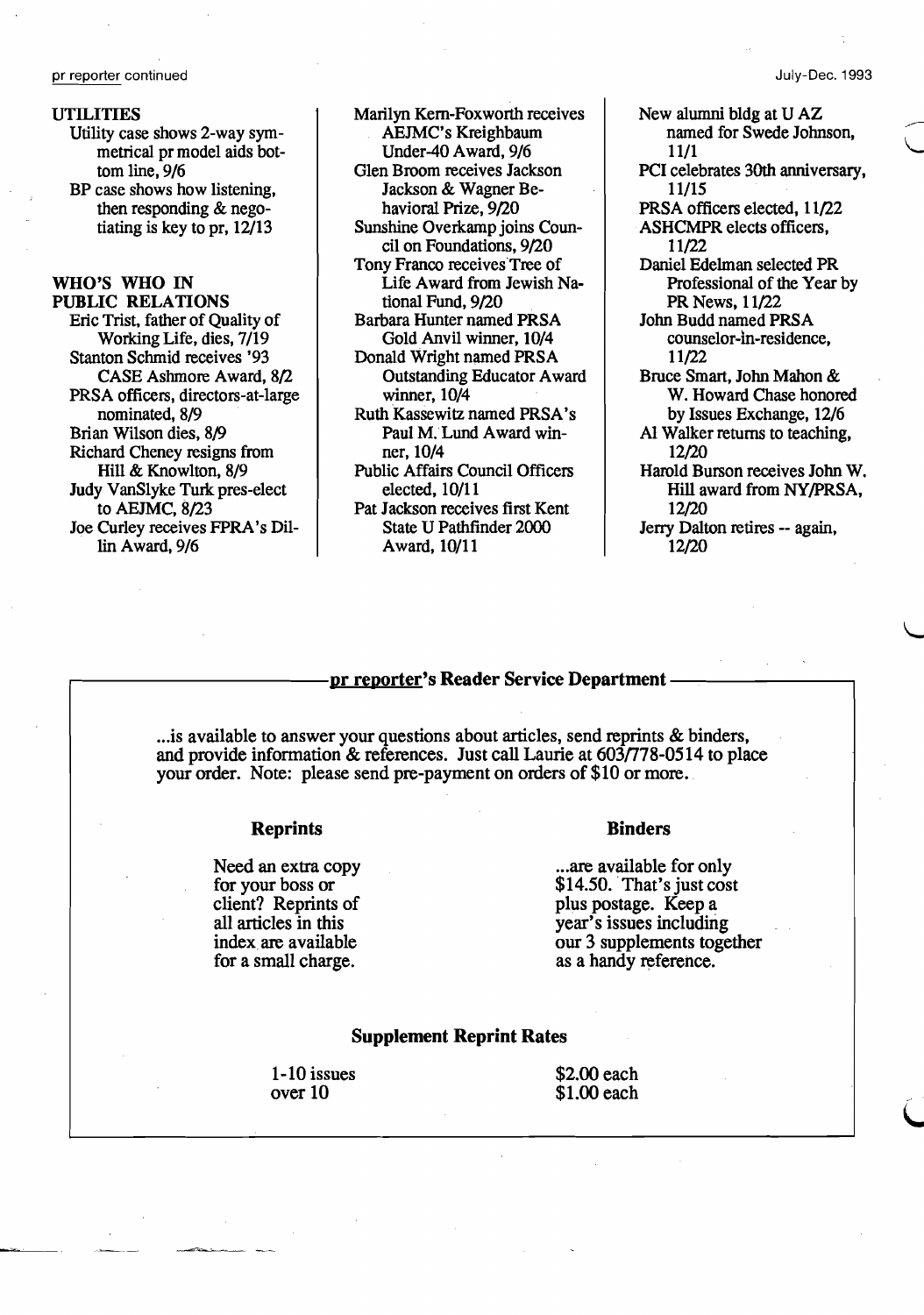### UTILITIES

- Utility case shows 2-way symmetrical pr model aids bottom line, 9/6
- BP case shows how listening, then responding & negotiating is key to pr, 12/13

### WHO'S WHO IN PUBLIC RELATIONS

- Eric Trist, father of Quality of Working Life, dies, 7/19
- Stanton Schmid receives '93 CASE Ashmore Award, 8/2
- PRSA officers, directors-at-large nominated, 8/9
- Brian Wilson dies, 8/9
- Richard Cheney resigns from Hill & Knowlton, 8/9
- Judy VanSlyke Turk pres-elect to AEJMC, 8/23
- Joe Curley receives FPRA's Dillin Award, 9/6
- Marilyn Kern-Foxworth receives AEJMC's Kreighbaum Under-40 Award, 9/6
- Glen Broom receives Jackson Jackson & Wagner Behavioral Prize, 9/20
- Sunshine Overkamp joins Council on Foundations, 9/20
- Tony Franco receives Tree of Life Award from Jewish National Fund, 9/20
- Barbara Hunter named PRSA Gold Anvil winner, 10/4
- Donald Wright named PRSA Outstanding Educator Award winner, 10/4
- Ruth Kassewitz named PRSA's Paul M. Lund Award winner, 10/4
- Public Affairs Council Officers elected, 10/11
- Pat Jackson receives first Kent State U Pathfinder 2000 Award, 10/11
- New alumni bldg at U AZ named for Swede Johnson, 11/1
- PCI celebrates 30th anniversary, 11/15
- PRSA officers elected, 11/22
- ASHCMPR elects officers, 11/22
- Daniel Edelman selected PR Professional of the Year by PR News, 11/22
- John Budd named PRSA counselor-in-residence, 11/22
- Bruce Smart, John Mahon & W. Howard Chase honored by Issues Exchange, 12/6
- Al Walker returns to teaching, 12/20
- Harold Burson receives John W. Hill award from NY/PRSA, 12/20
- Jerry Dalton retires -- again, 12/20

## pr reporter's Reader Service Department

...is available to answer your questions about articles, send reprints & binders, and provide information & references. Just call Laurie at 603/778-0514 to place your order. Note: please send pre-payment on orders of $10 or more.

### Reprints

Need an extra copy for your boss or client? Reprints of all articles in this index are available for a small charge.

### Binders

...are available for only $14.50. That's just cost plus postage. Keep a year's issues including our 3 supplements together as a handy reference.

### Supplement Reprint Rates

| | |
|---|---|
| 1-10 issues | $2.00 each |
| over 10 | $1.00 each |